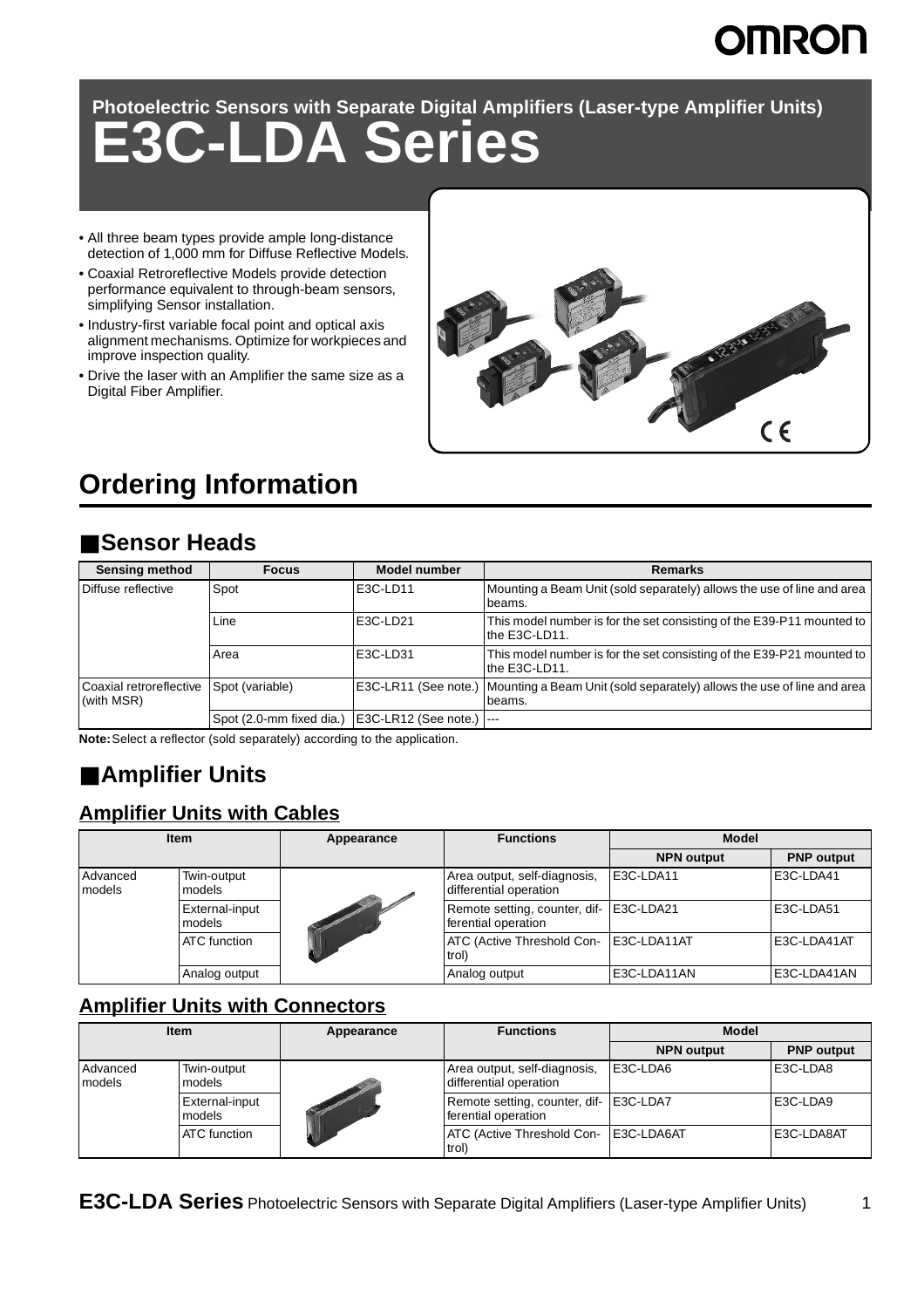# Photoelectric Sensors with Separate Digital Amplifiers (Laser-type Amplifier Units)

# E3C-LDA Series

- All three beam types provide ample long-distance detection of 1,000 mm for Diffuse Reflective Models.
- Coaxial Retroreflective Models provide detection performance equivalent to through-beam sensors, simplifying Sensor installation.
- Industry-first variable focal point and optical axis alignment mechanisms. Optimize for workpieces and improve inspection quality.
- Drive the laser with an Amplifier the same size as a Digital Fiber Amplifier.

## Ordering Information

### ■Sensor Heads

| Sensing method | Focus | Model number | Remarks |
|---|---|---|---|
| Diffuse reflective | Spot | E3C-LD11 | Mounting a Beam Unit (sold separately) allows the use of line and area beams. |
| | Line | E3C-LD21 | This model number is for the set consisting of the E39-P11 mounted to the E3C-LD11. |
| | Area | E3C-LD31 | This model number is for the set consisting of the E39-P21 mounted to the E3C-LD11. |
| Coaxial retroreflective (with MSR) | Spot (variable) | E3C-LR11 (See note.) | Mounting a Beam Unit (sold separately) allows the use of line and area beams. |
| | Spot (2.0-mm fixed dia.) | E3C-LR12 (See note.) | --- |

**Note:** Select a reflector (sold separately) according to the application.

### ■Amplifier Units

#### Amplifier Units with Cables

| Item | | Appearance | Functions | Model | |
|---|---|---|---|---|---|
| | | | | NPN output | PNP output |
| Advanced models | Twin-output models | | Area output, self-diagnosis, differential operation | E3C-LDA11 | E3C-LDA41 |
| | External-input models | | Remote setting, counter, differential operation | E3C-LDA21 | E3C-LDA51 |
| | ATC function | | ATC (Active Threshold Control) | E3C-LDA11AT | E3C-LDA41AT |
| | Analog output | | Analog output | E3C-LDA11AN | E3C-LDA41AN |

#### Amplifier Units with Connectors

| Item | | Appearance | Functions | Model | |
|---|---|---|---|---|---|
| | | | | NPN output | PNP output |
| Advanced models | Twin-output models | | Area output, self-diagnosis, differential operation | E3C-LDA6 | E3C-LDA8 |
| | External-input models | | Remote setting, counter, differential operation | E3C-LDA7 | E3C-LDA9 |
| | ATC function | | ATC (Active Threshold Control) | E3C-LDA6AT | E3C-LDA8AT |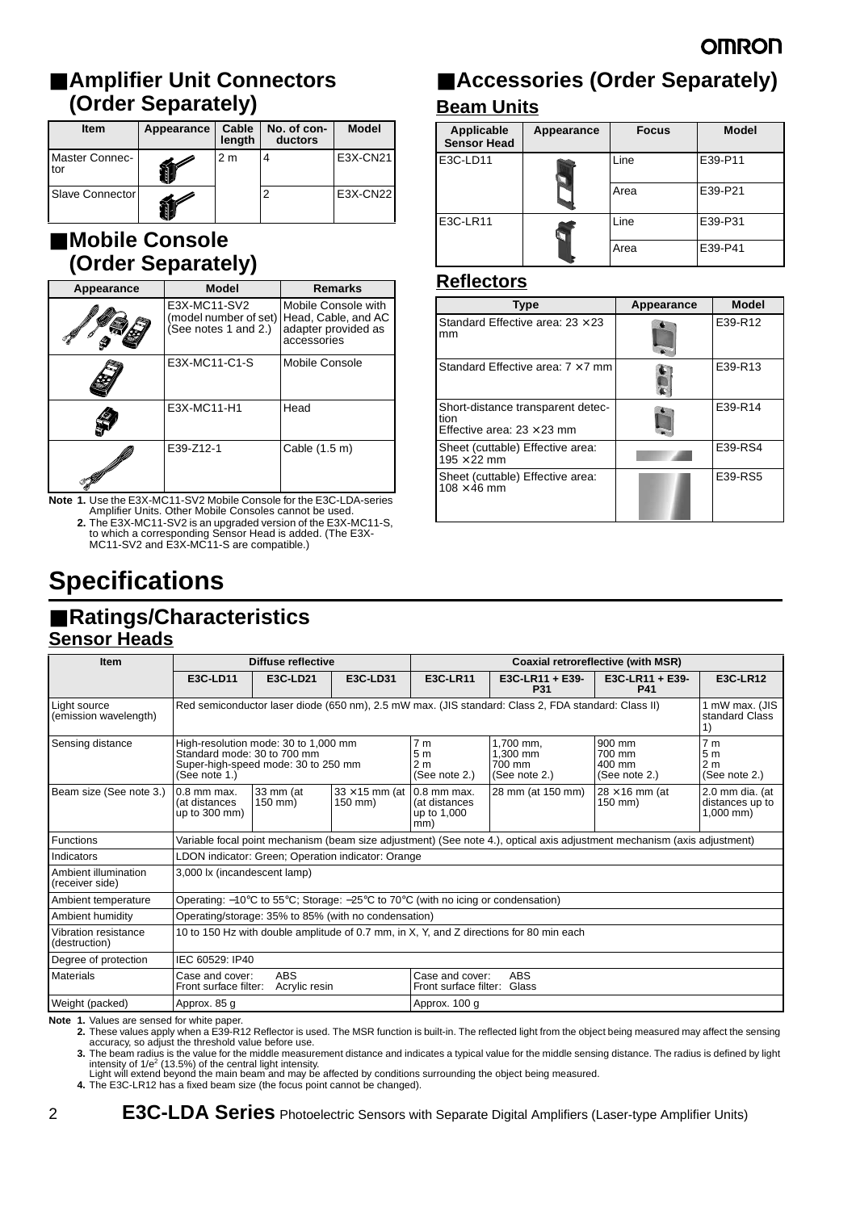## ■Amplifier Unit Connectors (Order Separately)

| Item | Appearance | Cable length | No. of conductors | Model |
|---|---|---|---|---|
| Master Connector | | 2 m | 4 | E3X-CN21 |
| Slave Connector | | | 2 | E3X-CN22 |

## ■Mobile Console (Order Separately)

| Appearance | Model | Remarks |
|---|---|---|
| | E3X-MC11-SV2 (model number of set) (See notes 1 and 2.) | Mobile Console with Head, Cable, and AC adapter provided as accessories |
| | E3X-MC11-C1-S | Mobile Console |
| | E3X-MC11-H1 | Head |
| | E39-Z12-1 | Cable (1.5 m) |

**Note 1.** Use the E3X-MC11-SV2 Mobile Console for the E3C-LDA-series Amplifier Units. Other Mobile Consoles cannot be used.
**2.** The E3X-MC11-SV2 is an upgraded version of the E3X-MC11-S, to which a corresponding Sensor Head is added. (The E3X-MC11-SV2 and E3X-MC11-S are compatible.)

## ■Accessories (Order Separately)

### Beam Units

| Applicable Sensor Head | Appearance | Focus | Model |
|---|---|---|---|
| E3C-LD11 | | Line | E39-P11 |
| | | Area | E39-P21 |
| E3C-LR11 | | Line | E39-P31 |
| | | Area | E39-P41 |

### Reflectors

| Type | Appearance | Model |
|---|---|---|
| Standard Effective area: 23 × 23 mm | | E39-R12 |
| Standard Effective area: 7 × 7 mm | | E39-R13 |
| Short-distance transparent detection Effective area: 23 × 23 mm | | E39-R14 |
| Sheet (cuttable) Effective area: 195 × 22 mm | | E39-RS4 |
| Sheet (cuttable) Effective area: 108 × 46 mm | | E39-RS5 |

# Specifications

## ■Ratings/Characteristics

### Sensor Heads

| Item | Diffuse reflective | | | Coaxial retroreflective (with MSR) | | | |
|---|---|---|---|---|---|---|---|
| | E3C-LD11 | E3C-LD21 | E3C-LD31 | E3C-LR11 | E3C-LR11 + E39-P31 | E3C-LR11 + E39-P41 | E3C-LR12 |
| Light source (emission wavelength) | Red semiconductor laser diode (650 nm), 2.5 mW max. (JIS standard: Class 2, FDA standard: Class II) | | | | | | 1 mW max. (JIS standard Class 1) |
| Sensing distance | High-resolution mode: 30 to 1,000 mm Standard mode: 30 to 700 mm Super-high-speed mode: 30 to 250 mm (See note 1.) | | | 7 m 5 m 2 m (See note 2.) | 1,700 mm, 1,300 mm 700 mm (See note 2.) | 900 mm 700 mm 400 mm (See note 2.) | 7 m 5 m 2 m (See note 2.) |
| Beam size (See note 3.) | 0.8 mm max. (at distances up to 300 mm) | 33 mm (at 150 mm) | 33 × 15 mm (at 150 mm) | 0.8 mm max. (at distances up to 1,000 mm) | 28 mm (at 150 mm) | 28 × 16 mm (at 150 mm) | 2.0 mm dia. (at distances up to 1,000 mm) |
| Functions | Variable focal point mechanism (beam size adjustment) (See note 4.), optical axis adjustment mechanism (axis adjustment) | | | | | | |
| Indicators | LDON indicator: Green; Operation indicator: Orange | | | | | | |
| Ambient illumination (receiver side) | 3,000 lx (incandescent lamp) | | | | | | |
| Ambient temperature | Operating: −10°C to 55°C; Storage: −25°C to 70°C (with no icing or condensation) | | | | | | |
| Ambient humidity | Operating/storage: 35% to 85% (with no condensation) | | | | | | |
| Vibration resistance (destruction) | 10 to 150 Hz with double amplitude of 0.7 mm, in X, Y, and Z directions for 80 min each | | | | | | |
| Degree of protection | IEC 60529: IP40 | | | | | | |
| Materials | Case and cover: ABS Front surface filter: Acrylic resin | | | Case and cover: ABS Front surface filter: Glass | | | |
| Weight (packed) | Approx. 85 g | | | Approx. 100 g | | | |

**Note 1.** Values are sensed for white paper.
**2.** These values apply when a E39-R12 Reflector is used. The MSR function is built-in. The reflected light from the object being measured may affect the sensing accuracy, so adjust the threshold value before use.
**3.** The beam radius is the value for the middle measurement distance and indicates a typical value for the middle sensing distance. The radius is defined by light intensity of $1/e^2$ (13.5%) of the central light intensity.
Light will extend beyond the main beam and may be affected by conditions surrounding the object being measured.
**4.** The E3C-LR12 has a fixed beam size (the focus point cannot be changed).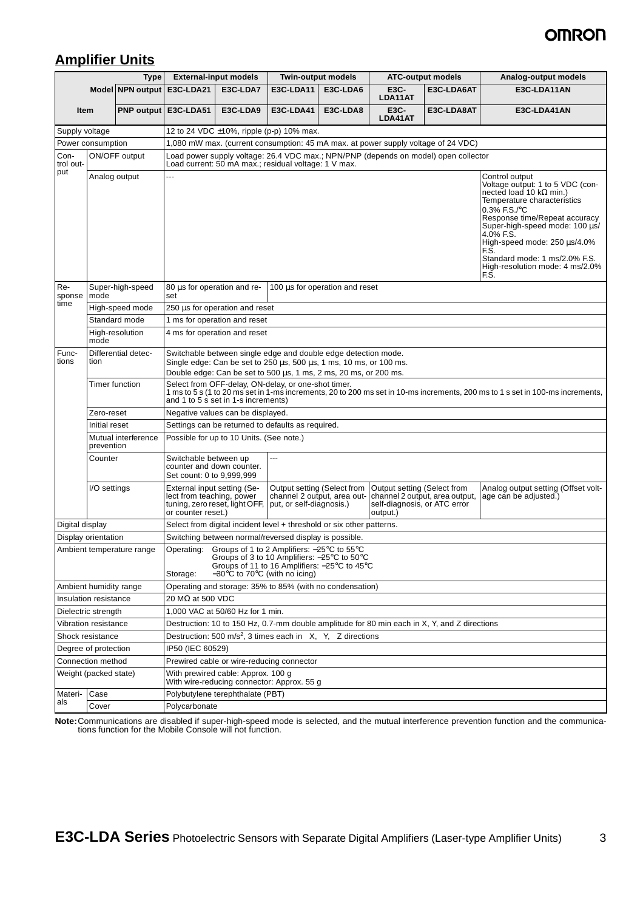## Amplifier Units

| Item | | Type | External-input models | | Twin-output models | | ATC-output models | | Analog-output models |
|---|---|---|---|---|---|---|---|---|---|
| | | Model NPN output | E3C-LDA21 | E3C-LDA7 | E3C-LDA11 | E3C-LDA6 | E3C-LDA11AT | E3C-LDA6AT | E3C-LDA11AN |
| | | PNP output | E3C-LDA51 | E3C-LDA9 | E3C-LDA41 | E3C-LDA8 | E3C-LDA41AT | E3C-LDA8AT | E3C-LDA41AN |
| Supply voltage | | | 12 to 24 VDC ±10%, ripple (p-p) 10% max. | | | | | | |
| Power consumption | | | 1,080 mW max. (current consumption: 45 mA max. at power supply voltage of 24 VDC) | | | | | | |
| Control output | ON/OFF output | | Load power supply voltage: 26.4 VDC max.; NPN/PNP (depends on model) open collector Load current: 50 mA max.; residual voltage: 1 V max. | | | | | | |
| | Analog output | | --- | | | | | | Control output Voltage output: 1 to 5 VDC (connected load 10 kΩ min.) Temperature characteristics 0.3% F.S./°C Response time/Repeat accuracy Super-high-speed mode: 100 µs/4.0% F.S. High-speed mode: 250 µs/4.0% F.S. Standard mode: 1 ms/2.0% F.S. High-resolution mode: 4 ms/2.0% F.S. |
| Response time | Super-high-speed mode | | 80 µs for operation and reset | | 100 µs for operation and reset | | | | |
| | High-speed mode | | 250 µs for operation and reset | | | | | | |
| | Standard mode | | 1 ms for operation and reset | | | | | | |
| | High-resolution mode | | 4 ms for operation and reset | | | | | | |
| Functions | Differential detection | | Switchable between single edge and double edge detection mode. Single edge: Can be set to 250 µs, 500 µs, 1 ms, 10 ms, or 100 ms. Double edge: Can be set to 500 µs, 1 ms, 2 ms, 20 ms, or 200 ms. | | | | | | |
| | Timer function | | Select from OFF-delay, ON-delay, or one-shot timer. 1 ms to 5 s (1 to 20 ms set in 1-ms increments, 20 to 200 ms set in 10-ms increments, 200 ms to 1 s set in 100-ms increments, and 1 to 5 s set in 1-s increments) | | | | | | |
| | Zero-reset | | Negative values can be displayed. | | | | | | |
| | Initial reset | | Settings can be returned to defaults as required. | | | | | | |
| | Mutual interference prevention | | Possible for up to 10 Units. (See note.) | | | | | | |
| | Counter | | Switchable between up counter and down counter. Set count: 0 to 9,999,999 | | --- | | | | |
| | I/O settings | | External input setting (Select from teaching, power tuning, zero reset, light OFF, or counter reset.) | | Output setting (Select from channel 2 output, area output, or self-diagnosis.) | | Output setting (Select from channel 2 output, area output, self-diagnosis, or ATC error output.) | | Analog output setting (Offset voltage can be adjusted.) |
| Digital display | | | Select from digital incident level + threshold or six other patterns. | | | | | | |
| Display orientation | | | Switching between normal/reversed display is possible. | | | | | | |
| Ambient temperature range | | | Operating: Groups of 1 to 2 Amplifiers: −25°C to 55°C Groups of 3 to 10 Amplifiers: −25°C to 50°C Groups of 11 to 16 Amplifiers: −25°C to 45°C Storage: −30°C to 70°C (with no icing) | | | | | | |
| Ambient humidity range | | | Operating and storage: 35% to 85% (with no condensation) | | | | | | |
| Insulation resistance | | | 20 MΩ at 500 VDC | | | | | | |
| Dielectric strength | | | 1,000 VAC at 50/60 Hz for 1 min. | | | | | | |
| Vibration resistance | | | Destruction: 10 to 150 Hz, 0.7-mm double amplitude for 80 min each in X, Y, and Z directions | | | | | | |
| Shock resistance | | | Destruction: 500 $m/s^2$, 3 times each in X, Y, Z directions | | | | | | |
| Degree of protection | | | IP50 (IEC 60529) | | | | | | |
| Connection method | | | Prewired cable or wire-reducing connector | | | | | | |
| Weight (packed state) | | | With prewired cable: Approx. 100 g With wire-reducing connector: Approx. 55 g | | | | | | |
| Materials | Case | | Polybutylene terephthalate (PBT) | | | | | | |
| | Cover | | Polycarbonate | | | | | | |

**Note:** Communications are disabled if super-high-speed mode is selected, and the mutual interference prevention function and the communications function for the Mobile Console will not function.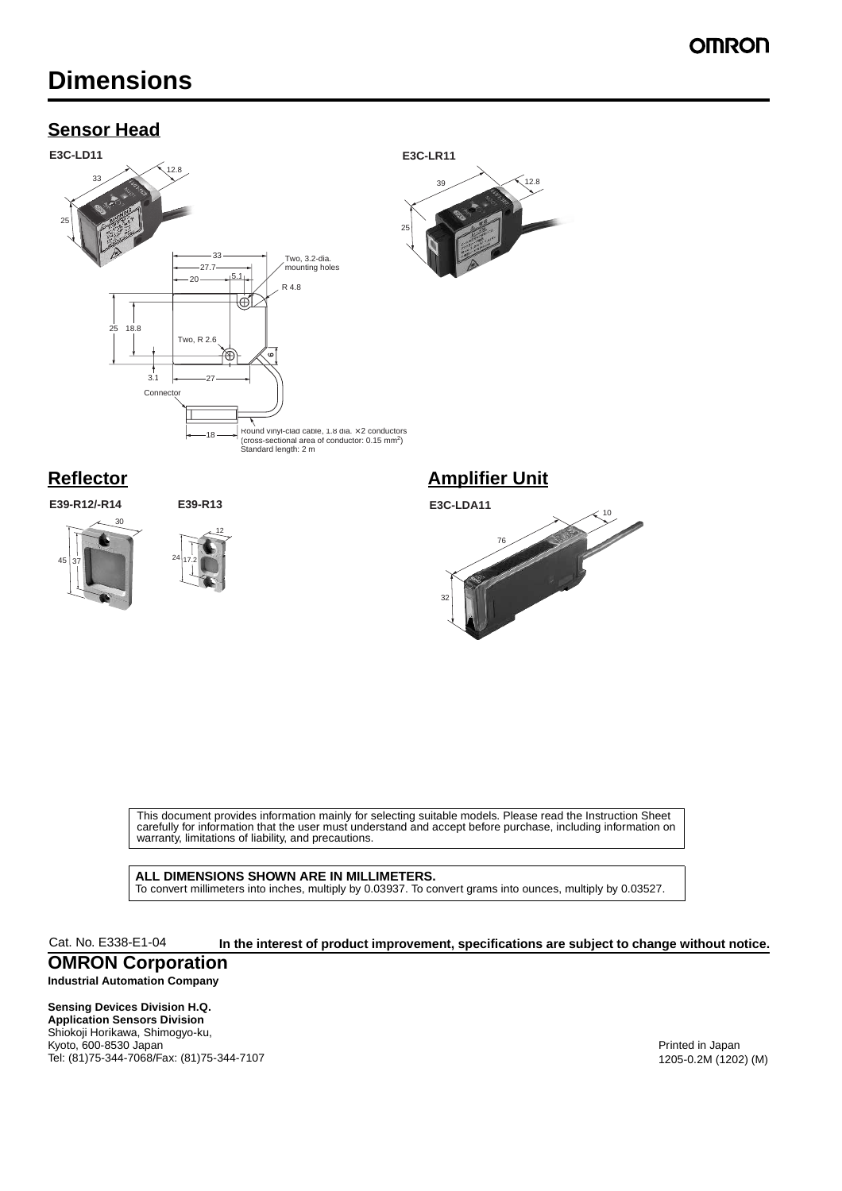# Dimensions

## Sensor Head

**E3C-LD11**

33
12.8
25

33
27.7
20
5.1
Two, 3.2-dia. mounting holes
R 4.8
25
18.8
Two, R 2.6
6
3.1
27
Connector
18
Round vinyl-clad cable, 1.8 dia. ×2 conductors (cross-sectional area of conductor: 0.15 mm$^2$)
Standard length: 2 m

**E3C-LR11**

39
12.8
25

## Reflector

**E39-R12/-R14**

30
45
37

**E39-R13**

12
24
17.2

## Amplifier Unit

**E3C-LDA11**

10
76
32

This document provides information mainly for selecting suitable models. Please read the Instruction Sheet carefully for information that the user must understand and accept before purchase, including information on warranty, limitations of liability, and precautions.

**ALL DIMENSIONS SHOWN ARE IN MILLIMETERS.**
To convert millimeters into inches, multiply by 0.03937. To convert grams into ounces, multiply by 0.03527.

Cat. No. E338-E1-04 **In the interest of product improvement, specifications are subject to change without notice.**

**OMRON Corporation**
**Industrial Automation Company**

**Sensing Devices Division H.Q.**
**Application Sensors Division**
Shiokoji Horikawa, Shimogyo-ku,
Kyoto, 600-8530 Japan
Tel: (81)75-344-7068/Fax: (81)75-344-7107

Printed in Japan
1205-0.2M (1202) (M)